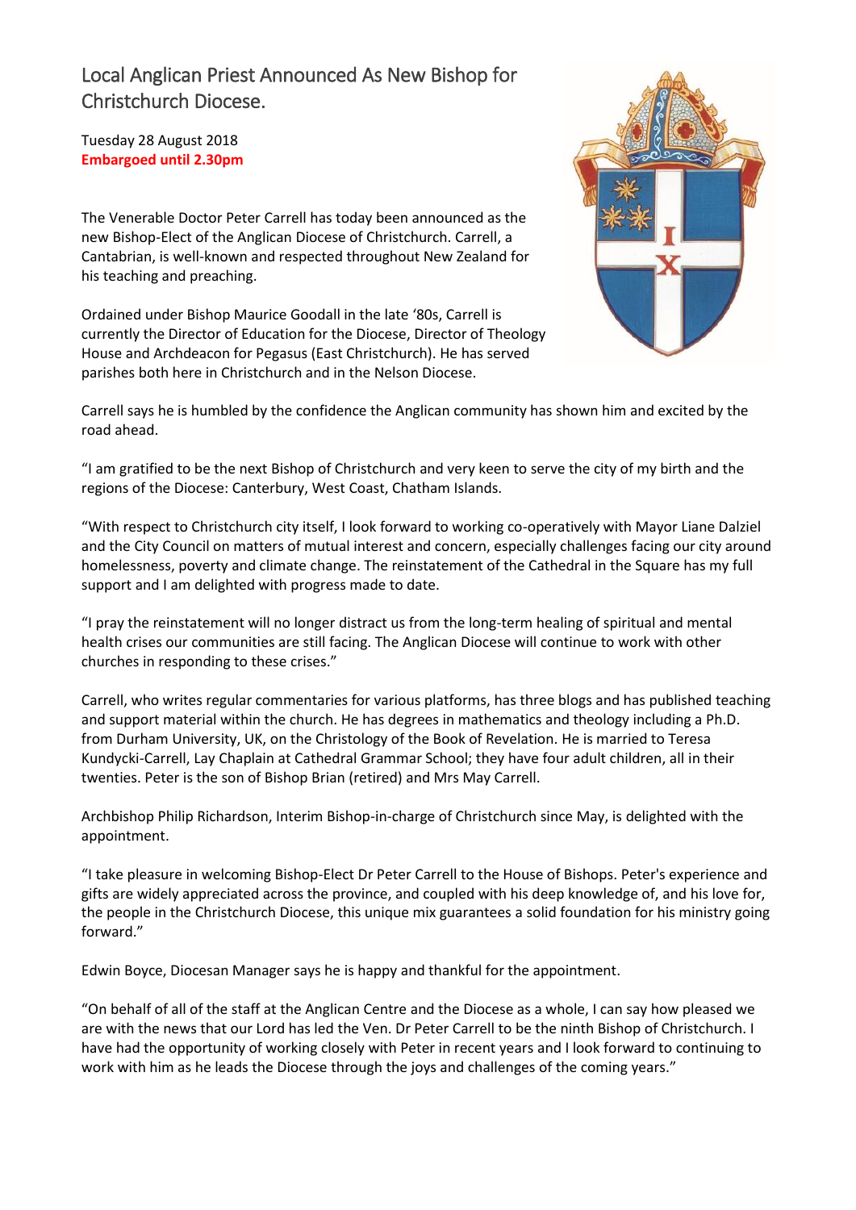# Local Anglican Priest Announced As New Bishop for Christchurch Diocese.

Tuesday 28 August 2018
**Embargoed until 2.30pm**

The Venerable Doctor Peter Carrell has today been announced as the new Bishop-Elect of the Anglican Diocese of Christchurch. Carrell, a Cantabrian, is well-known and respected throughout New Zealand for his teaching and preaching.

Ordained under Bishop Maurice Goodall in the late '80s, Carrell is currently the Director of Education for the Diocese, Director of Theology House and Archdeacon for Pegasus (East Christchurch). He has served parishes both here in Christchurch and in the Nelson Diocese.

Carrell says he is humbled by the confidence the Anglican community has shown him and excited by the road ahead.

"I am gratified to be the next Bishop of Christchurch and very keen to serve the city of my birth and the regions of the Diocese: Canterbury, West Coast, Chatham Islands.

"With respect to Christchurch city itself, I look forward to working co-operatively with Mayor Liane Dalziel and the City Council on matters of mutual interest and concern, especially challenges facing our city around homelessness, poverty and climate change. The reinstatement of the Cathedral in the Square has my full support and I am delighted with progress made to date.

"I pray the reinstatement will no longer distract us from the long-term healing of spiritual and mental health crises our communities are still facing. The Anglican Diocese will continue to work with other churches in responding to these crises."

Carrell, who writes regular commentaries for various platforms, has three blogs and has published teaching and support material within the church. He has degrees in mathematics and theology including a Ph.D. from Durham University, UK, on the Christology of the Book of Revelation. He is married to Teresa Kundycki-Carrell, Lay Chaplain at Cathedral Grammar School; they have four adult children, all in their twenties. Peter is the son of Bishop Brian (retired) and Mrs May Carrell.

Archbishop Philip Richardson, Interim Bishop-in-charge of Christchurch since May, is delighted with the appointment.

"I take pleasure in welcoming Bishop-Elect Dr Peter Carrell to the House of Bishops. Peter's experience and gifts are widely appreciated across the province, and coupled with his deep knowledge of, and his love for, the people in the Christchurch Diocese, this unique mix guarantees a solid foundation for his ministry going forward."

Edwin Boyce, Diocesan Manager says he is happy and thankful for the appointment.

"On behalf of all of the staff at the Anglican Centre and the Diocese as a whole, I can say how pleased we are with the news that our Lord has led the Ven. Dr Peter Carrell to be the ninth Bishop of Christchurch. I have had the opportunity of working closely with Peter in recent years and I look forward to continuing to work with him as he leads the Diocese through the joys and challenges of the coming years."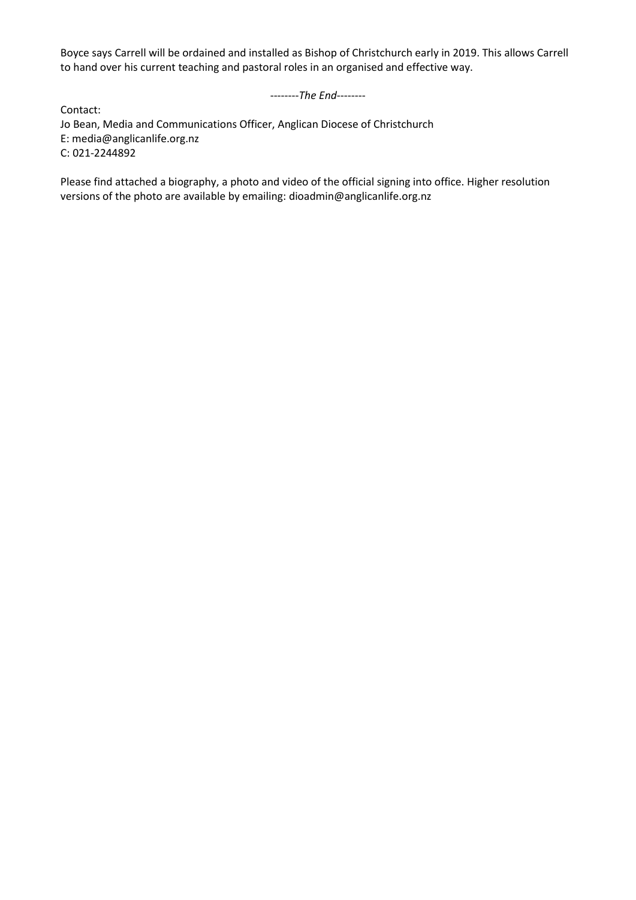Boyce says Carrell will be ordained and installed as Bishop of Christchurch early in 2019. This allows Carrell to hand over his current teaching and pastoral roles in an organised and effective way.

--------*The End*--------

Contact:
Jo Bean, Media and Communications Officer, Anglican Diocese of Christchurch
E: media@anglicanlife.org.nz
C: 021-2244892

Please find attached a biography, a photo and video of the official signing into office. Higher resolution versions of the photo are available by emailing: dioadmin@anglicanlife.org.nz